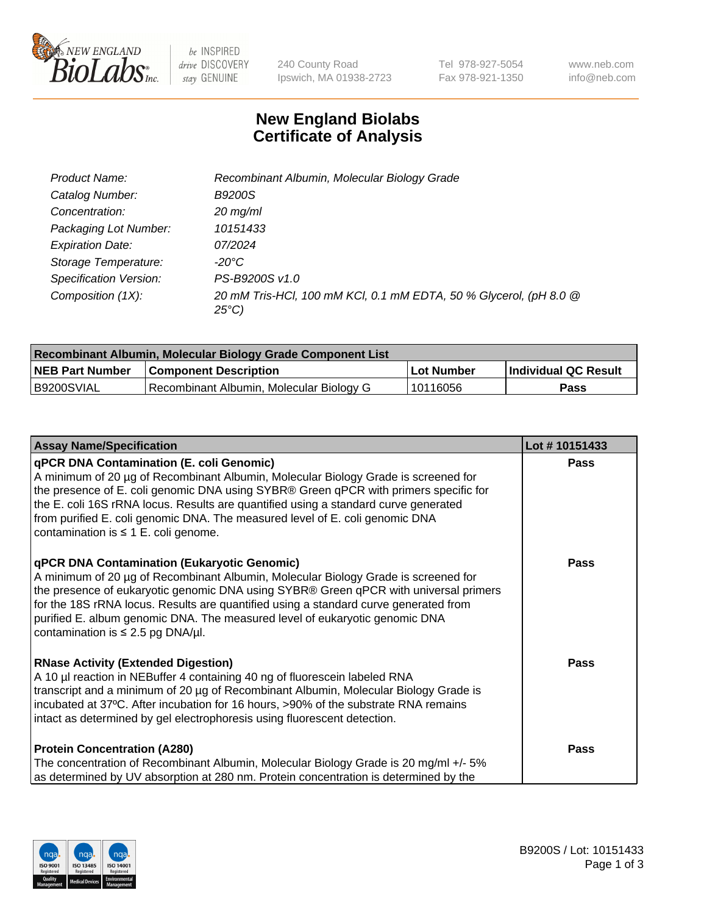240 County Road
Ipswich, MA 01938-2723

Tel 978-927-5054
Fax 978-921-1350

www.neb.com
info@neb.com

# New England Biolabs
# Certificate of Analysis

| | |
|---|---|
| *Product Name:* | *Recombinant Albumin, Molecular Biology Grade* |
| *Catalog Number:* | *B9200S* |
| *Concentration:* | *20 mg/ml* |
| *Packaging Lot Number:* | *10151433* |
| *Expiration Date:* | *07/2024* |
| *Storage Temperature:* | *-20°C* |
| *Specification Version:* | *PS-B9200S v1.0* |
| *Composition (1X):* | *20 mM Tris-HCl, 100 mM KCl, 0.1 mM EDTA, 50 % Glycerol, (pH 8.0 @ 25°C)* |

| Recombinant Albumin, Molecular Biology Grade Component List | | | |
|---|---|---|---|
| **NEB Part Number** | **Component Description** | **Lot Number** | **Individual QC Result** |
| B9200SVIAL | Recombinant Albumin, Molecular Biology G | 10116056 | **Pass** |

| Assay Name/Specification | Lot # 10151433 |
|---|---|
| **qPCR DNA Contamination (E. coli Genomic)**<br>A minimum of 20 µg of Recombinant Albumin, Molecular Biology Grade is screened for the presence of E. coli genomic DNA using SYBR® Green qPCR with primers specific for the E. coli 16S rRNA locus. Results are quantified using a standard curve generated from purified E. coli genomic DNA. The measured level of E. coli genomic DNA contamination is ≤ 1 E. coli genome. | **Pass** |
| **qPCR DNA Contamination (Eukaryotic Genomic)**<br>A minimum of 20 µg of Recombinant Albumin, Molecular Biology Grade is screened for the presence of eukaryotic genomic DNA using SYBR® Green qPCR with universal primers for the 18S rRNA locus. Results are quantified using a standard curve generated from purified E. album genomic DNA. The measured level of eukaryotic genomic DNA contamination is ≤ 2.5 pg DNA/µl. | **Pass** |
| **RNase Activity (Extended Digestion)**<br>A 10 µl reaction in NEBuffer 4 containing 40 ng of fluorescein labeled RNA transcript and a minimum of 20 µg of Recombinant Albumin, Molecular Biology Grade is incubated at 37ºC. After incubation for 16 hours, >90% of the substrate RNA remains intact as determined by gel electrophoresis using fluorescent detection. | **Pass** |
| **Protein Concentration (A280)**<br>The concentration of Recombinant Albumin, Molecular Biology Grade is 20 mg/ml +/- 5% as determined by UV absorption at 280 nm. Protein concentration is determined by the | **Pass** |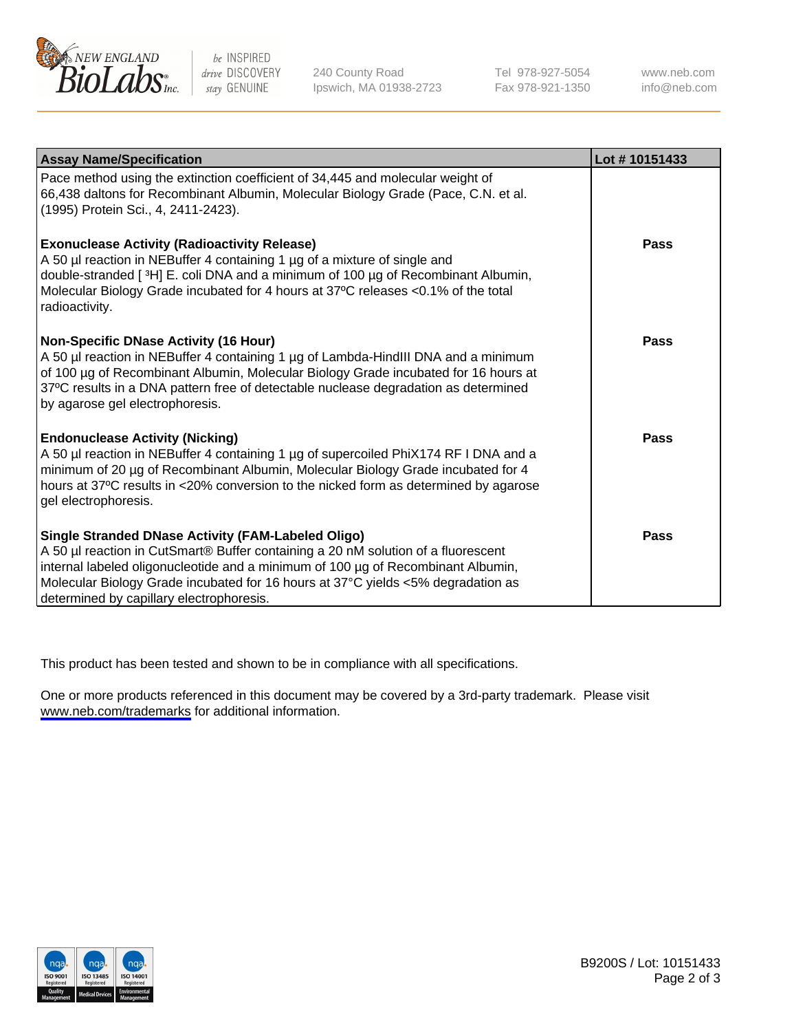| Assay Name/Specification | Lot # 10151433 |
|---|---|
| Pace method using the extinction coefficient of 34,445 and molecular weight of 66,438 daltons for Recombinant Albumin, Molecular Biology Grade (Pace, C.N. et al. (1995) Protein Sci., 4, 2411-2423). | |
| **Exonuclease Activity (Radioactivity Release)**<br>A 50 µl reaction in NEBuffer 4 containing 1 µg of a mixture of single and double-stranded [ $^3$H] E. coli DNA and a minimum of 100 µg of Recombinant Albumin, Molecular Biology Grade incubated for 4 hours at 37ºC releases <0.1% of the total radioactivity. | **Pass** |
| **Non-Specific DNase Activity (16 Hour)**<br>A 50 µl reaction in NEBuffer 4 containing 1 µg of Lambda-HindIII DNA and a minimum of 100 µg of Recombinant Albumin, Molecular Biology Grade incubated for 16 hours at 37ºC results in a DNA pattern free of detectable nuclease degradation as determined by agarose gel electrophoresis. | **Pass** |
| **Endonuclease Activity (Nicking)**<br>A 50 µl reaction in NEBuffer 4 containing 1 µg of supercoiled PhiX174 RF I DNA and a minimum of 20 µg of Recombinant Albumin, Molecular Biology Grade incubated for 4 hours at 37ºC results in <20% conversion to the nicked form as determined by agarose gel electrophoresis. | **Pass** |
| **Single Stranded DNase Activity (FAM-Labeled Oligo)**<br>A 50 µl reaction in CutSmart® Buffer containing a 20 nM solution of a fluorescent internal labeled oligonucleotide and a minimum of 100 µg of Recombinant Albumin, Molecular Biology Grade incubated for 16 hours at 37°C yields <5% degradation as determined by capillary electrophoresis. | **Pass** |

This product has been tested and shown to be in compliance with all specifications.

One or more products referenced in this document may be covered by a 3rd-party trademark. Please visit www.neb.com/trademarks for additional information.

B9200S / Lot: 10151433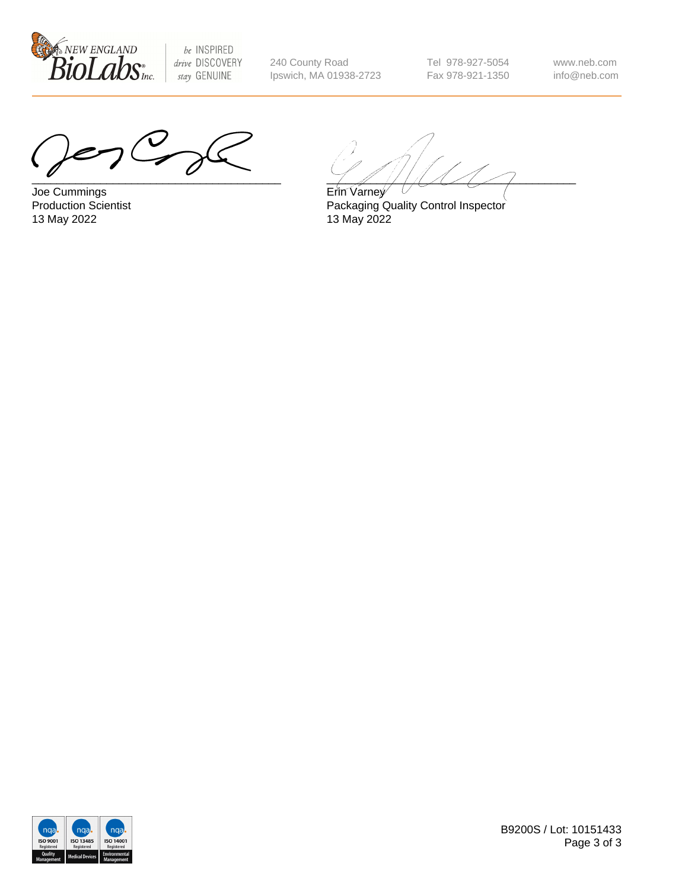Joe Cummings
Production Scientist
13 May 2022

Erin Varney
Packaging Quality Control Inspector
13 May 2022